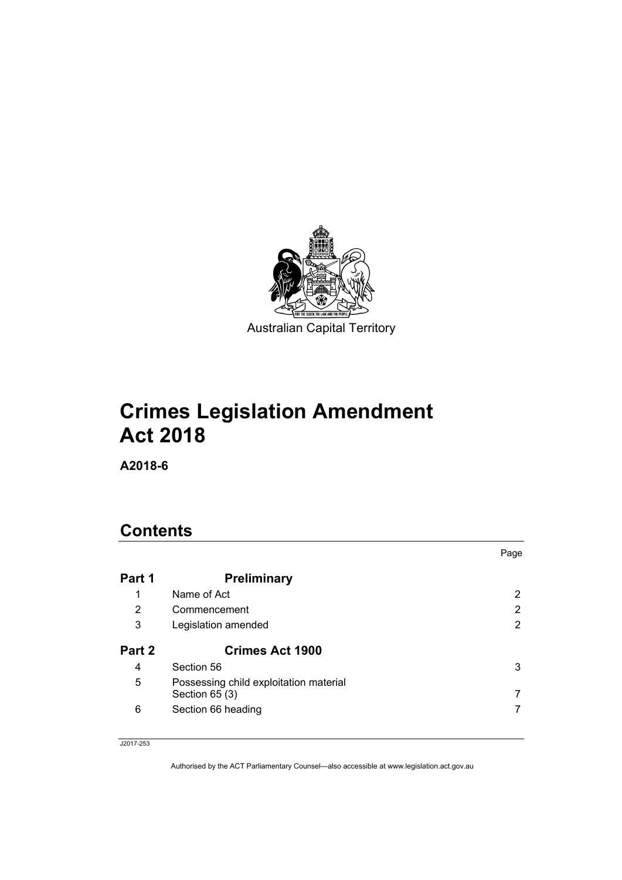Australian Capital Territory

# Crimes Legislation Amendment Act 2018

**A2018-6**

## Contents

| | | Page |
|---|---|---|
| **Part 1** | **Preliminary** | |
| 1 | Name of Act | 2 |
| 2 | Commencement | 2 |
| 3 | Legislation amended | 2 |
| **Part 2** | **Crimes Act 1900** | |
| 4 | Section 56 | 3 |
| 5 | Possessing child exploitation material Section 65 (3) | 7 |
| 6 | Section 66 heading | 7 |

J2017-253

Authorised by the ACT Parliamentary Counsel—also accessible at www.legislation.act.gov.au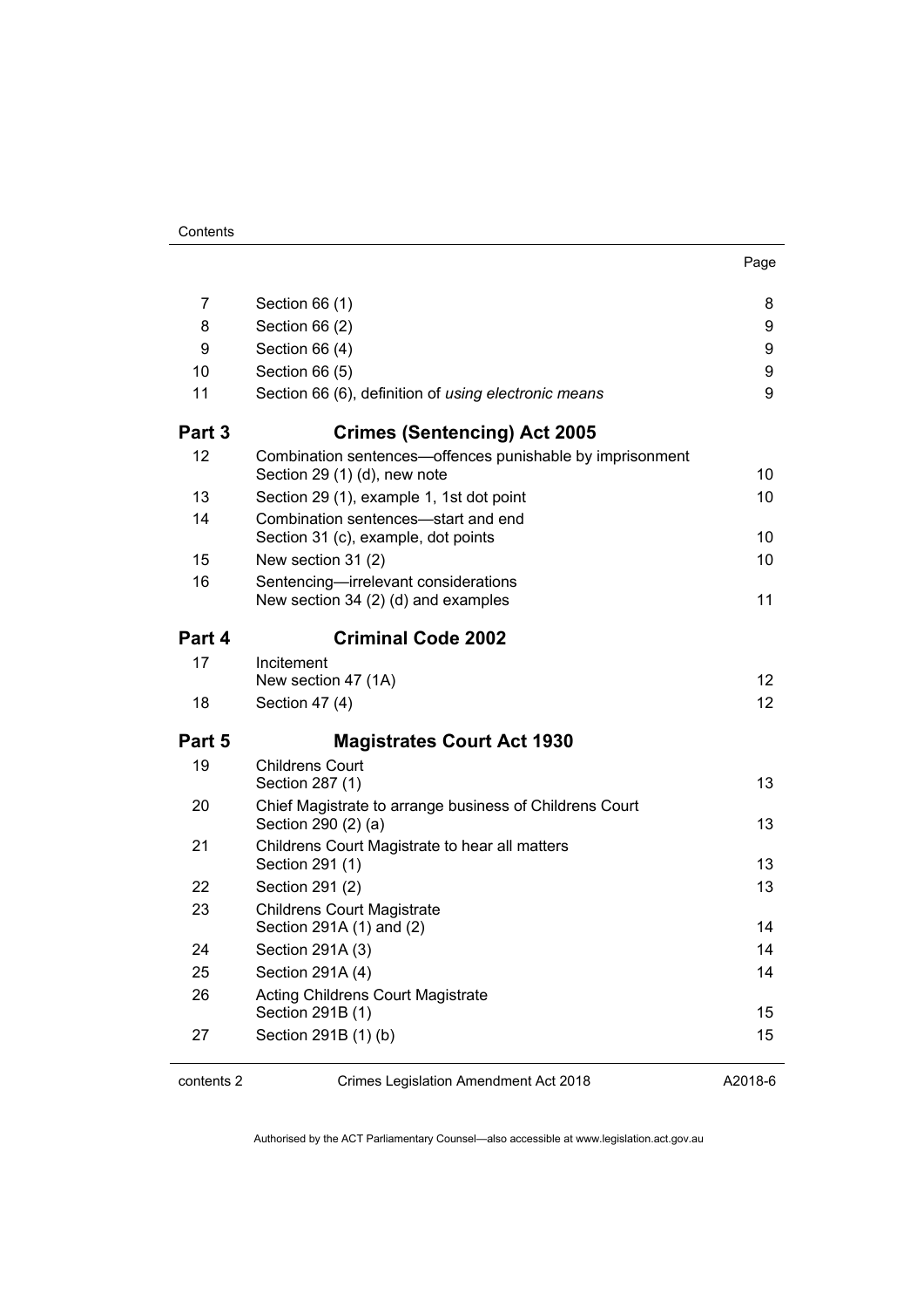| | | Page |
|---|---|---|
| 7 | Section 66 (1) | 8 |
| 8 | Section 66 (2) | 9 |
| 9 | Section 66 (4) | 9 |
| 10 | Section 66 (5) | 9 |
| 11 | Section 66 (6), definition of *using electronic means* | 9 |
| **Part 3** | **Crimes (Sentencing) Act 2005** | |
| 12 | Combination sentences—offences punishable by imprisonment<br>Section 29 (1) (d), new note | 10 |
| 13 | Section 29 (1), example 1, 1st dot point | 10 |
| 14 | Combination sentences—start and end<br>Section 31 (c), example, dot points | 10 |
| 15 | New section 31 (2) | 10 |
| 16 | Sentencing—irrelevant considerations<br>New section 34 (2) (d) and examples | 11 |
| **Part 4** | **Criminal Code 2002** | |
| 17 | Incitement<br>New section 47 (1A) | 12 |
| 18 | Section 47 (4) | 12 |
| **Part 5** | **Magistrates Court Act 1930** | |
| 19 | Childrens Court<br>Section 287 (1) | 13 |
| 20 | Chief Magistrate to arrange business of Childrens Court<br>Section 290 (2) (a) | 13 |
| 21 | Childrens Court Magistrate to hear all matters<br>Section 291 (1) | 13 |
| 22 | Section 291 (2) | 13 |
| 23 | Childrens Court Magistrate<br>Section 291A (1) and (2) | 14 |
| 24 | Section 291A (3) | 14 |
| 25 | Section 291A (4) | 14 |
| 26 | Acting Childrens Court Magistrate<br>Section 291B (1) | 15 |
| 27 | Section 291B (1) (b) | 15 |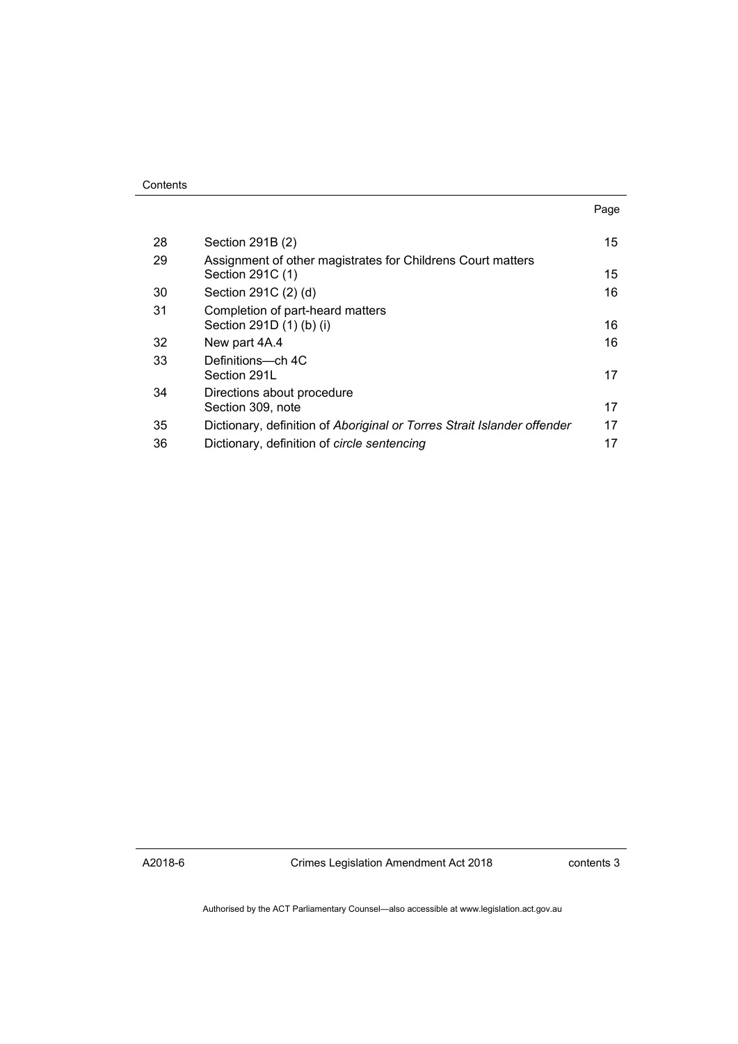| | | Page |
|---|---|---|
| 28 | Section 291B (2) | 15 |
| 29 | Assignment of other magistrates for Childrens Court matters<br>Section 291C (1) | 15 |
| 30 | Section 291C (2) (d) | 16 |
| 31 | Completion of part-heard matters<br>Section 291D (1) (b) (i) | 16 |
| 32 | New part 4A.4 | 16 |
| 33 | Definitions—ch 4C<br>Section 291L | 17 |
| 34 | Directions about procedure<br>Section 309, note | 17 |
| 35 | Dictionary, definition of *Aboriginal or Torres Strait Islander offender* | 17 |
| 36 | Dictionary, definition of *circle sentencing* | 17 |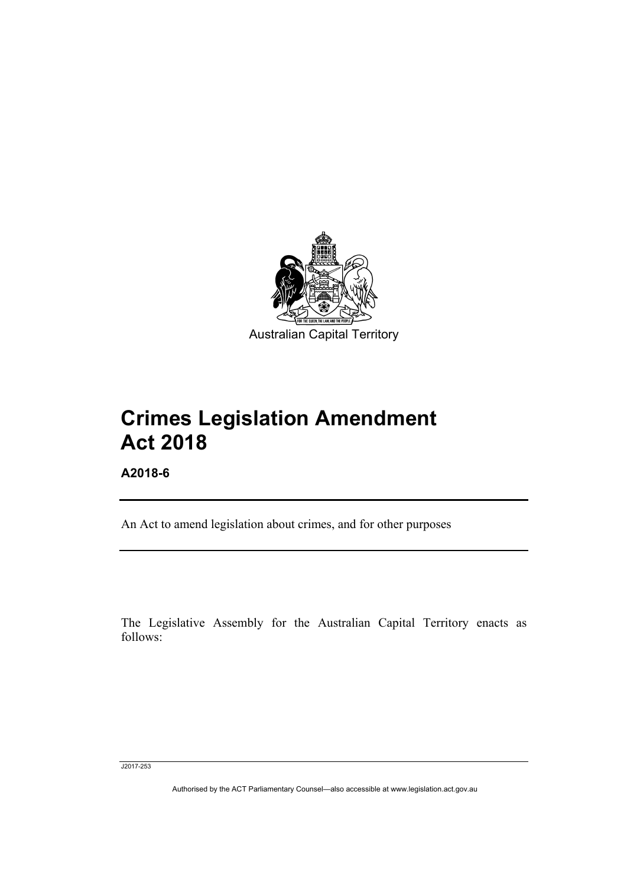Australian Capital Territory

# Crimes Legislation Amendment Act 2018

**A2018-6**

An Act to amend legislation about crimes, and for other purposes

The Legislative Assembly for the Australian Capital Territory enacts as follows:

J2017-253

Authorised by the ACT Parliamentary Counsel—also accessible at www.legislation.act.gov.au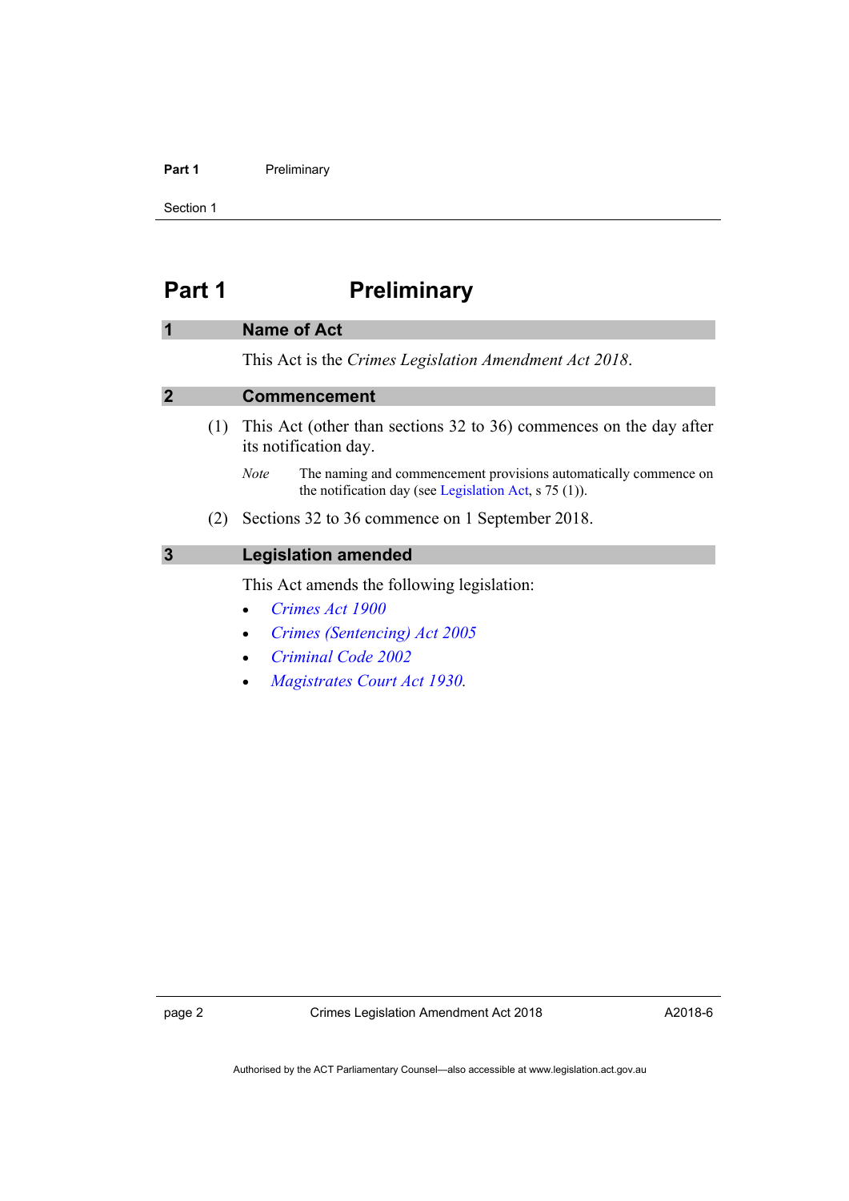# Part 1 Preliminary

## 1 Name of Act

This Act is the *Crimes Legislation Amendment Act 2018*.

## 2 Commencement

(1) This Act (other than sections 32 to 36) commences on the day after its notification day.

*Note* The naming and commencement provisions automatically commence on the notification day (see Legislation Act, s 75 (1)).

(2) Sections 32 to 36 commence on 1 September 2018.

## 3 Legislation amended

This Act amends the following legislation:

- *Crimes Act 1900*
- *Crimes (Sentencing) Act 2005*
- *Criminal Code 2002*
- *Magistrates Court Act 1930*.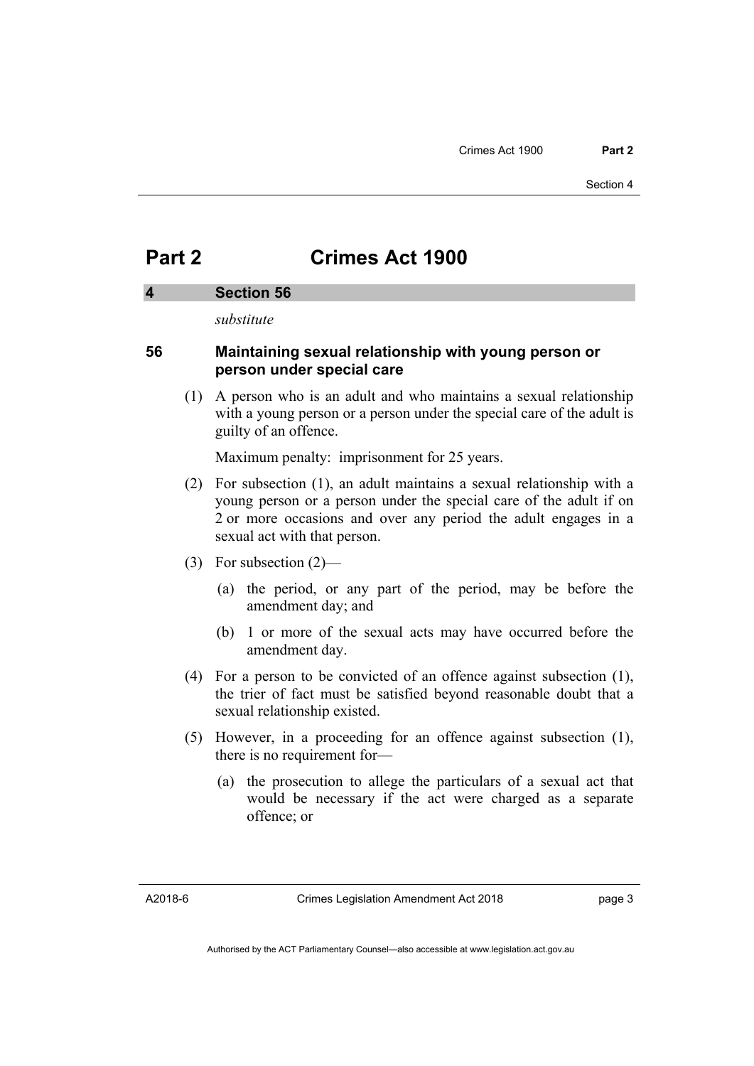# Part 2 Crimes Act 1900

## 4 Section 56

*substitute*

### 56 Maintaining sexual relationship with young person or person under special care

(1) A person who is an adult and who maintains a sexual relationship with a young person or a person under the special care of the adult is guilty of an offence.

Maximum penalty: imprisonment for 25 years.

(2) For subsection (1), an adult maintains a sexual relationship with a young person or a person under the special care of the adult if on 2 or more occasions and over any period the adult engages in a sexual act with that person.

(3) For subsection (2)—

(a) the period, or any part of the period, may be before the amendment day; and

(b) 1 or more of the sexual acts may have occurred before the amendment day.

(4) For a person to be convicted of an offence against subsection (1), the trier of fact must be satisfied beyond reasonable doubt that a sexual relationship existed.

(5) However, in a proceeding for an offence against subsection (1), there is no requirement for—

(a) the prosecution to allege the particulars of a sexual act that would be necessary if the act were charged as a separate offence; or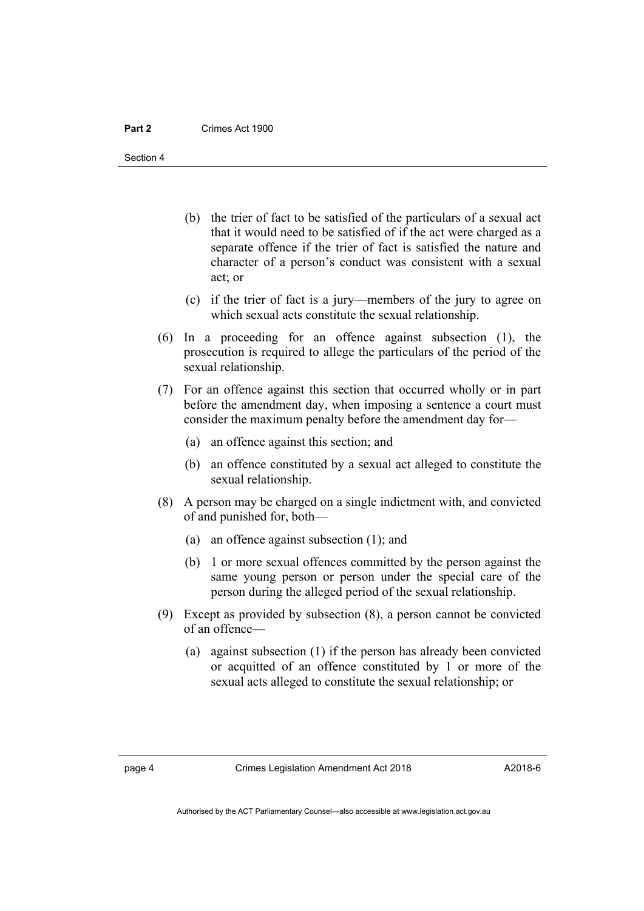(b) the trier of fact to be satisfied of the particulars of a sexual act that it would need to be satisfied of if the act were charged as a separate offence if the trier of fact is satisfied the nature and character of a person's conduct was consistent with a sexual act; or

(c) if the trier of fact is a jury—members of the jury to agree on which sexual acts constitute the sexual relationship.

(6) In a proceeding for an offence against subsection (1), the prosecution is required to allege the particulars of the period of the sexual relationship.

(7) For an offence against this section that occurred wholly or in part before the amendment day, when imposing a sentence a court must consider the maximum penalty before the amendment day for—

(a) an offence against this section; and

(b) an offence constituted by a sexual act alleged to constitute the sexual relationship.

(8) A person may be charged on a single indictment with, and convicted of and punished for, both—

(a) an offence against subsection (1); and

(b) 1 or more sexual offences committed by the person against the same young person or person under the special care of the person during the alleged period of the sexual relationship.

(9) Except as provided by subsection (8), a person cannot be convicted of an offence—

(a) against subsection (1) if the person has already been convicted or acquitted of an offence constituted by 1 or more of the sexual acts alleged to constitute the sexual relationship; or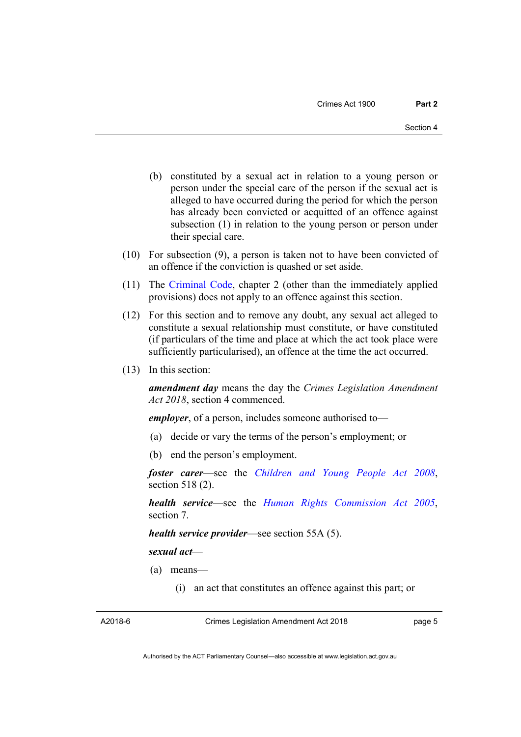(b) constituted by a sexual act in relation to a young person or person under the special care of the person if the sexual act is alleged to have occurred during the period for which the person has already been convicted or acquitted of an offence against subsection (1) in relation to the young person or person under their special care.

(10) For subsection (9), a person is taken not to have been convicted of an offence if the conviction is quashed or set aside.

(11) The Criminal Code, chapter 2 (other than the immediately applied provisions) does not apply to an offence against this section.

(12) For this section and to remove any doubt, any sexual act alleged to constitute a sexual relationship must constitute, or have constituted (if particulars of the time and place at which the act took place were sufficiently particularised), an offence at the time the act occurred.

(13) In this section:

***amendment day*** means the day the *Crimes Legislation Amendment Act 2018*, section 4 commenced.

***employer***, of a person, includes someone authorised to—

(a) decide or vary the terms of the person's employment; or

(b) end the person's employment.

***foster carer***—see the *Children and Young People Act 2008*, section 518 (2).

***health service***—see the *Human Rights Commission Act 2005*, section 7.

***health service provider***—see section 55A (5).

***sexual act***—

(a) means—

(i) an act that constitutes an offence against this part; or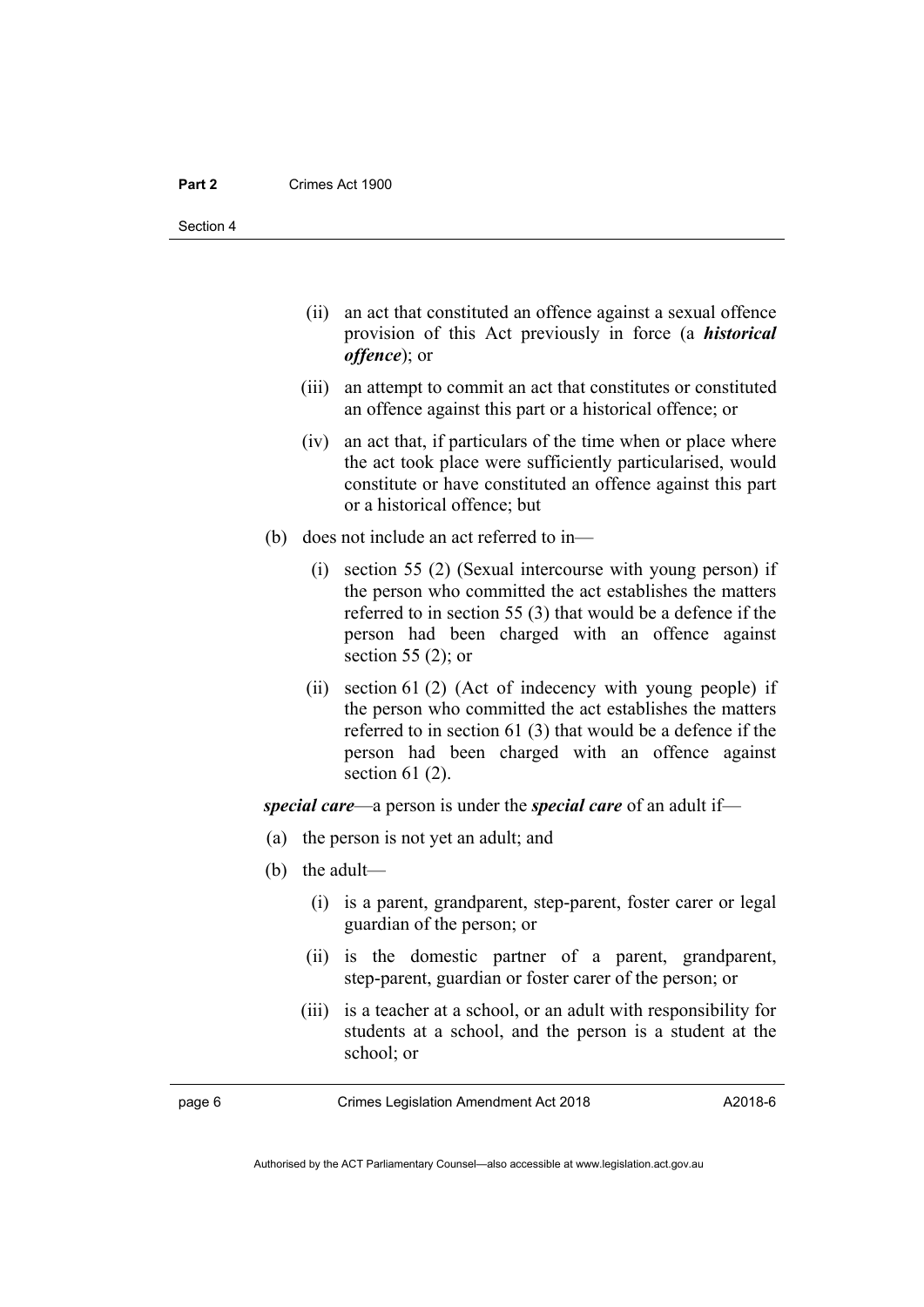(ii) an act that constituted an offence against a sexual offence provision of this Act previously in force (a ***historical offence***); or

(iii) an attempt to commit an act that constitutes or constituted an offence against this part or a historical offence; or

(iv) an act that, if particulars of the time when or place where the act took place were sufficiently particularised, would constitute or have constituted an offence against this part or a historical offence; but

(b) does not include an act referred to in—

(i) section 55 (2) (Sexual intercourse with young person) if the person who committed the act establishes the matters referred to in section 55 (3) that would be a defence if the person had been charged with an offence against section 55 (2); or

(ii) section 61 (2) (Act of indecency with young people) if the person who committed the act establishes the matters referred to in section 61 (3) that would be a defence if the person had been charged with an offence against section 61 (2).

***special care***—a person is under the ***special care*** of an adult if—

(a) the person is not yet an adult; and

(b) the adult—

(i) is a parent, grandparent, step-parent, foster carer or legal guardian of the person; or

(ii) is the domestic partner of a parent, grandparent, step-parent, guardian or foster carer of the person; or

(iii) is a teacher at a school, or an adult with responsibility for students at a school, and the person is a student at the school; or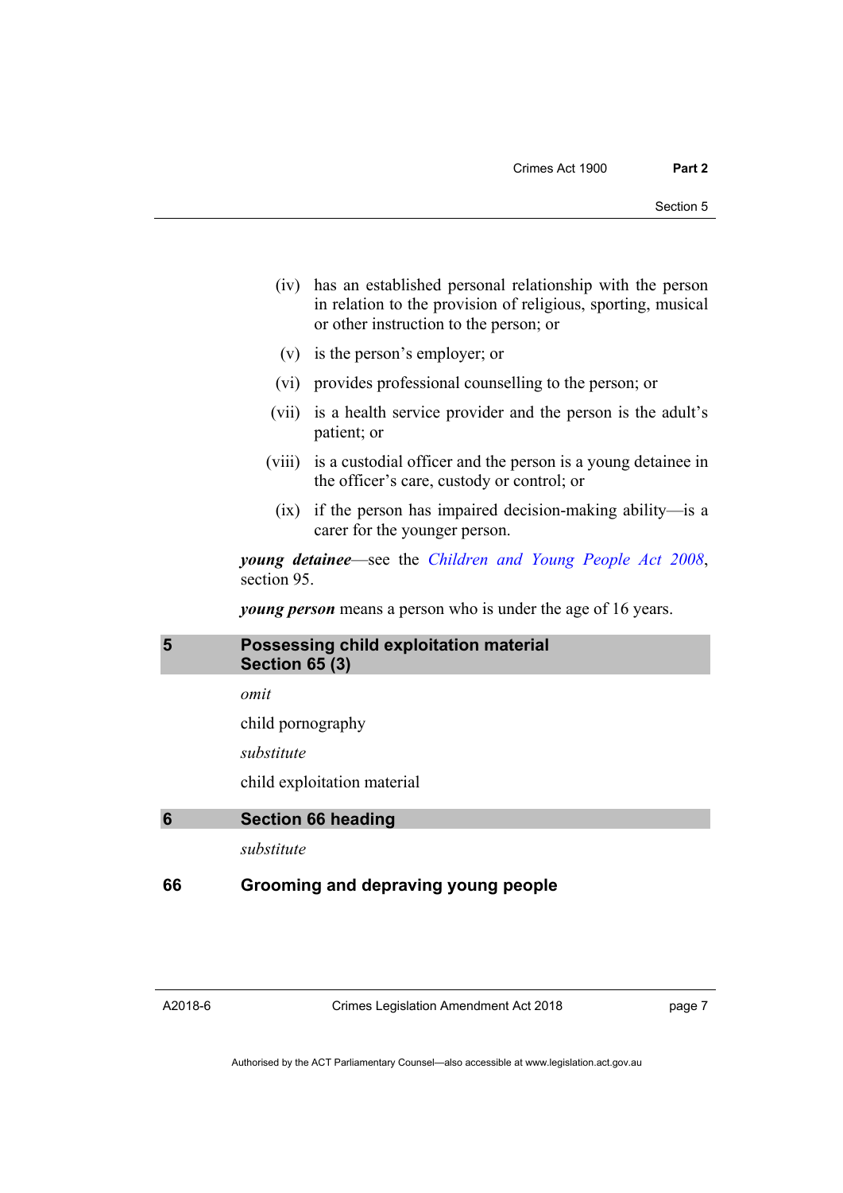(iv) has an established personal relationship with the person in relation to the provision of religious, sporting, musical or other instruction to the person; or

(v) is the person's employer; or

(vi) provides professional counselling to the person; or

(vii) is a health service provider and the person is the adult's patient; or

(viii) is a custodial officer and the person is a young detainee in the officer's care, custody or control; or

(ix) if the person has impaired decision-making ability—is a carer for the younger person.

***young detainee***—see the *Children and Young People Act 2008*, section 95.

***young person*** means a person who is under the age of 16 years.

## 5 Possessing child exploitation material Section 65 (3)

*omit*

child pornography

*substitute*

child exploitation material

## 6 Section 66 heading

*substitute*

## 66 Grooming and depraving young people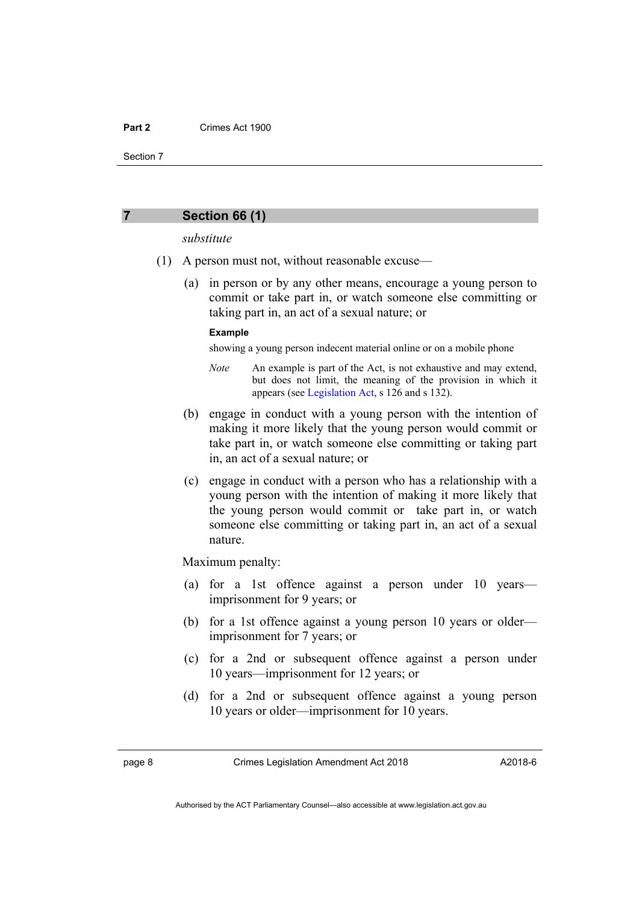## 7 Section 66 (1)

*substitute*

(1) A person must not, without reasonable excuse—

(a) in person or by any other means, encourage a young person to commit or take part in, or watch someone else committing or taking part in, an act of a sexual nature; or

**Example**

showing a young person indecent material online or on a mobile phone

*Note* An example is part of the Act, is not exhaustive and may extend, but does not limit, the meaning of the provision in which it appears (see Legislation Act, s 126 and s 132).

(b) engage in conduct with a young person with the intention of making it more likely that the young person would commit or take part in, or watch someone else committing or taking part in, an act of a sexual nature; or

(c) engage in conduct with a person who has a relationship with a young person with the intention of making it more likely that the young person would commit or take part in, or watch someone else committing or taking part in, an act of a sexual nature.

Maximum penalty:

(a) for a 1st offence against a person under 10 years—imprisonment for 9 years; or

(b) for a 1st offence against a young person 10 years or older—imprisonment for 7 years; or

(c) for a 2nd or subsequent offence against a person under 10 years—imprisonment for 12 years; or

(d) for a 2nd or subsequent offence against a young person 10 years or older—imprisonment for 10 years.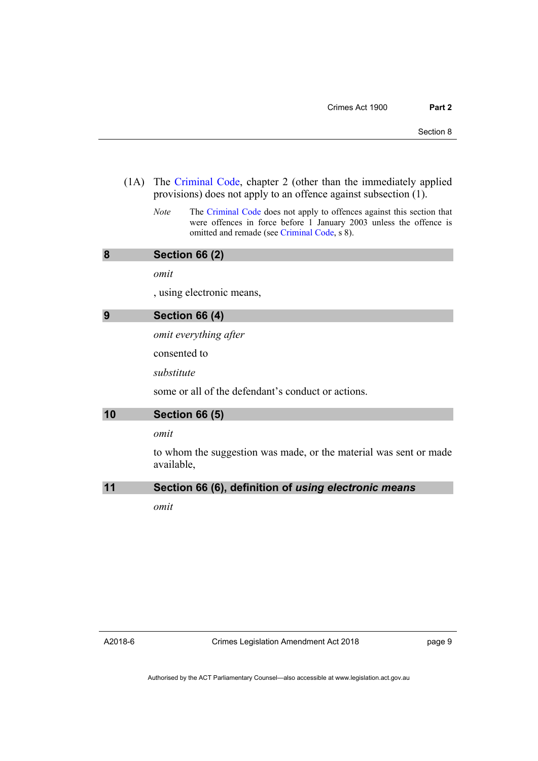(1A) The Criminal Code, chapter 2 (other than the immediately applied provisions) does not apply to an offence against subsection (1).

*Note* The Criminal Code does not apply to offences against this section that were offences in force before 1 January 2003 unless the offence is omitted and remade (see Criminal Code, s 8).

## 8 Section 66 (2)

*omit*

, using electronic means,

## 9 Section 66 (4)

*omit everything after*

consented to

*substitute*

some or all of the defendant's conduct or actions.

## 10 Section 66 (5)

*omit*

to whom the suggestion was made, or the material was sent or made available,

## 11 Section 66 (6), definition of *using electronic means*

*omit*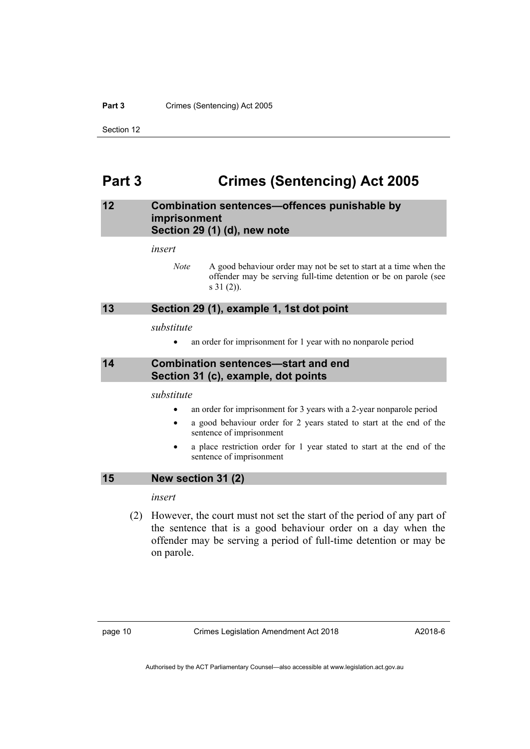# Part 3 Crimes (Sentencing) Act 2005

## 12 Combination sentences—offences punishable by imprisonment Section 29 (1) (d), new note

*insert*

> *Note* A good behaviour order may not be set to start at a time when the offender may be serving full-time detention or be on parole (see s 31 (2)).

## 13 Section 29 (1), example 1, 1st dot point

*substitute*

- an order for imprisonment for 1 year with no nonparole period

## 14 Combination sentences—start and end Section 31 (c), example, dot points

*substitute*

- an order for imprisonment for 3 years with a 2-year nonparole period
- a good behaviour order for 2 years stated to start at the end of the sentence of imprisonment
- a place restriction order for 1 year stated to start at the end of the sentence of imprisonment

## 15 New section 31 (2)

*insert*

(2) However, the court must not set the start of the period of any part of the sentence that is a good behaviour order on a day when the offender may be serving a period of full-time detention or may be on parole.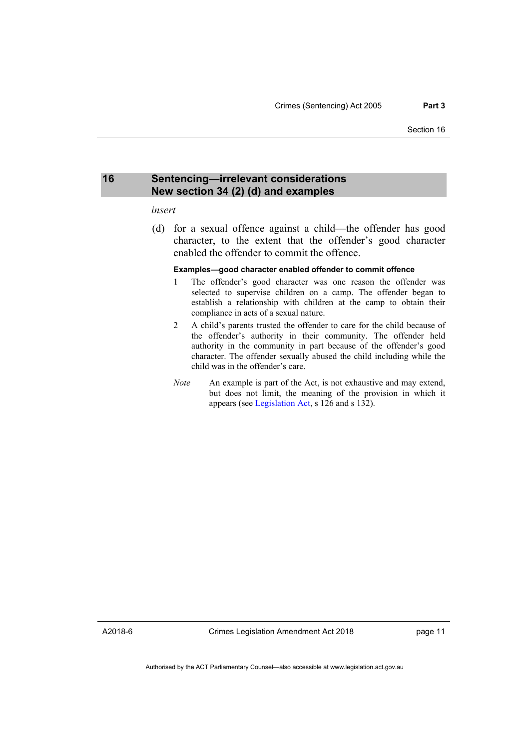## 16 Sentencing—irrelevant considerations New section 34 (2) (d) and examples

*insert*

(d) for a sexual offence against a child—the offender has good character, to the extent that the offender's good character enabled the offender to commit the offence.

**Examples—good character enabled offender to commit offence**

1 The offender's good character was one reason the offender was selected to supervise children on a camp. The offender began to establish a relationship with children at the camp to obtain their compliance in acts of a sexual nature.

2 A child's parents trusted the offender to care for the child because of the offender's authority in their community. The offender held authority in the community in part because of the offender's good character. The offender sexually abused the child including while the child was in the offender's care.

*Note* An example is part of the Act, is not exhaustive and may extend, but does not limit, the meaning of the provision in which it appears (see Legislation Act, s 126 and s 132).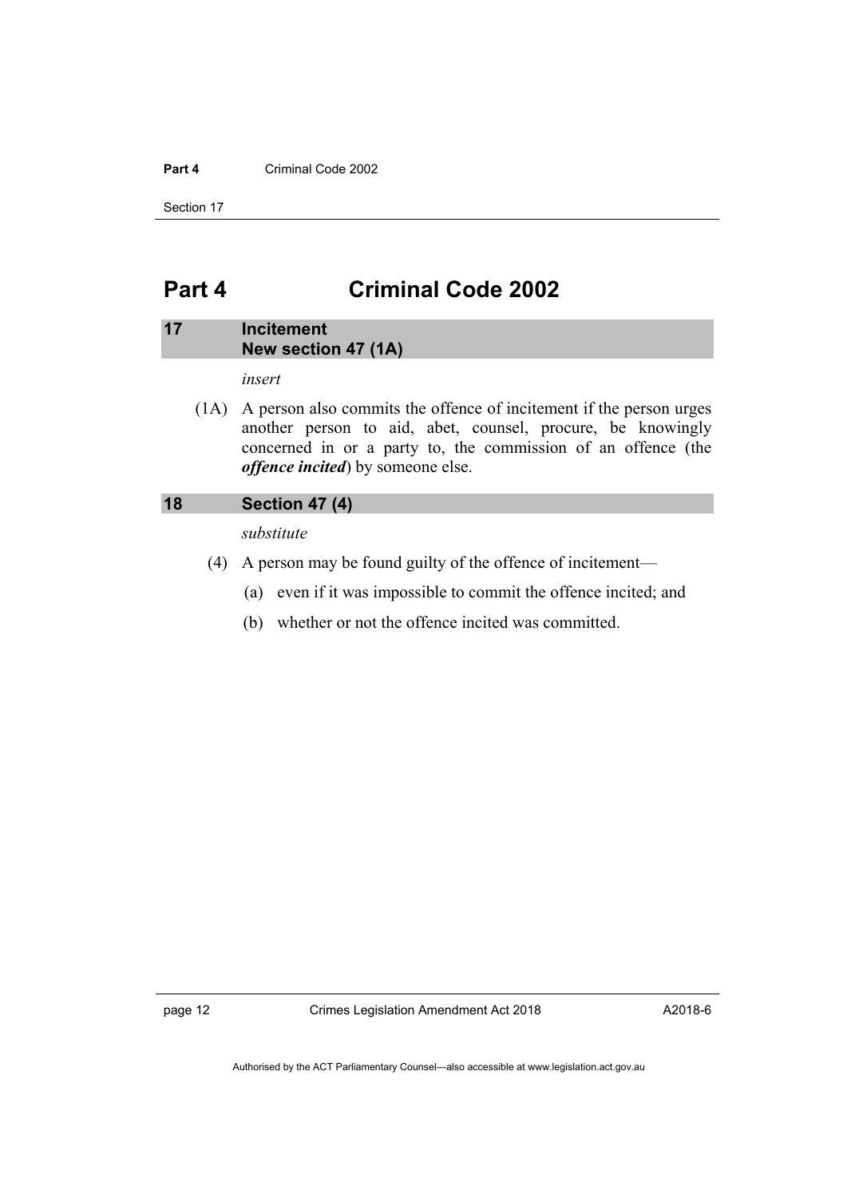# Part 4 Criminal Code 2002

## 17 Incitement
### New section 47 (1A)

*insert*

(1A) A person also commits the offence of incitement if the person urges another person to aid, abet, counsel, procure, be knowingly concerned in or a party to, the commission of an offence (the ***offence incited***) by someone else.

## 18 Section 47 (4)

*substitute*

(4) A person may be found guilty of the offence of incitement—

(a) even if it was impossible to commit the offence incited; and

(b) whether or not the offence incited was committed.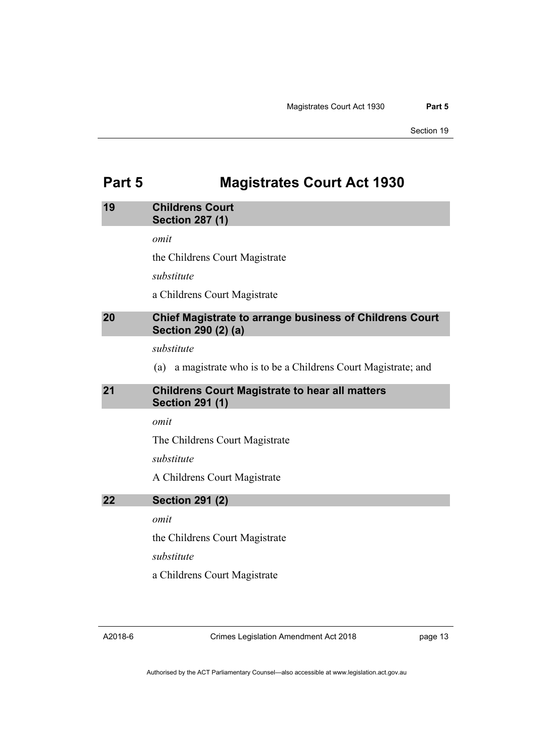# Part 5 Magistrates Court Act 1930

## 19 Childrens Court
### Section 287 (1)

*omit*

the Childrens Court Magistrate

*substitute*

a Childrens Court Magistrate

## 20 Chief Magistrate to arrange business of Childrens Court
### Section 290 (2) (a)

*substitute*

(a) a magistrate who is to be a Childrens Court Magistrate; and

## 21 Childrens Court Magistrate to hear all matters
### Section 291 (1)

*omit*

The Childrens Court Magistrate

*substitute*

A Childrens Court Magistrate

## 22 Section 291 (2)

*omit*

the Childrens Court Magistrate

*substitute*

a Childrens Court Magistrate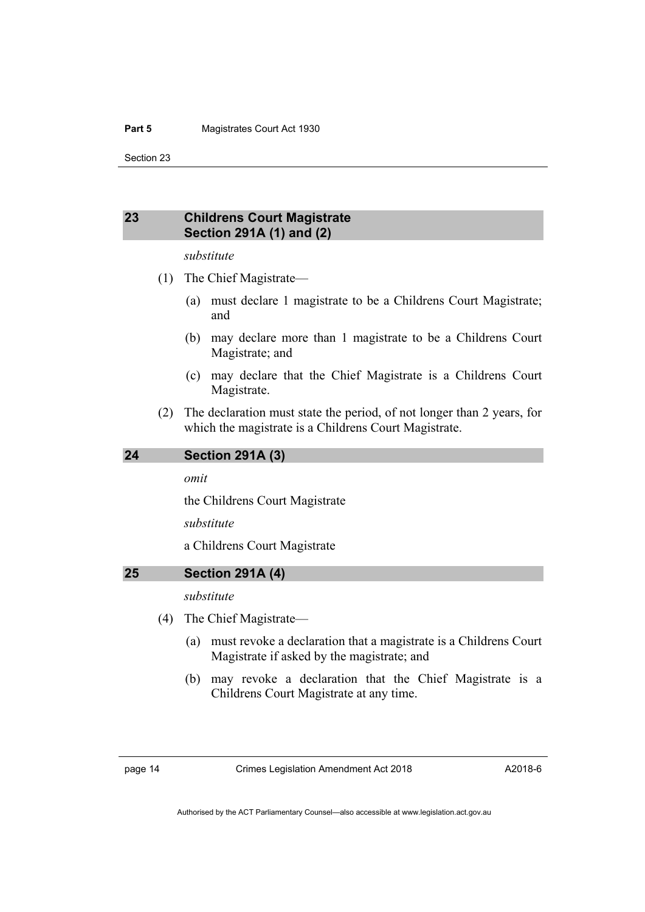## 23 Childrens Court Magistrate Section 291A (1) and (2)

*substitute*

(1) The Chief Magistrate—

(a) must declare 1 magistrate to be a Childrens Court Magistrate; and

(b) may declare more than 1 magistrate to be a Childrens Court Magistrate; and

(c) may declare that the Chief Magistrate is a Childrens Court Magistrate.

(2) The declaration must state the period, of not longer than 2 years, for which the magistrate is a Childrens Court Magistrate.

## 24 Section 291A (3)

*omit*

the Childrens Court Magistrate

*substitute*

a Childrens Court Magistrate

## 25 Section 291A (4)

*substitute*

(4) The Chief Magistrate—

(a) must revoke a declaration that a magistrate is a Childrens Court Magistrate if asked by the magistrate; and

(b) may revoke a declaration that the Chief Magistrate is a Childrens Court Magistrate at any time.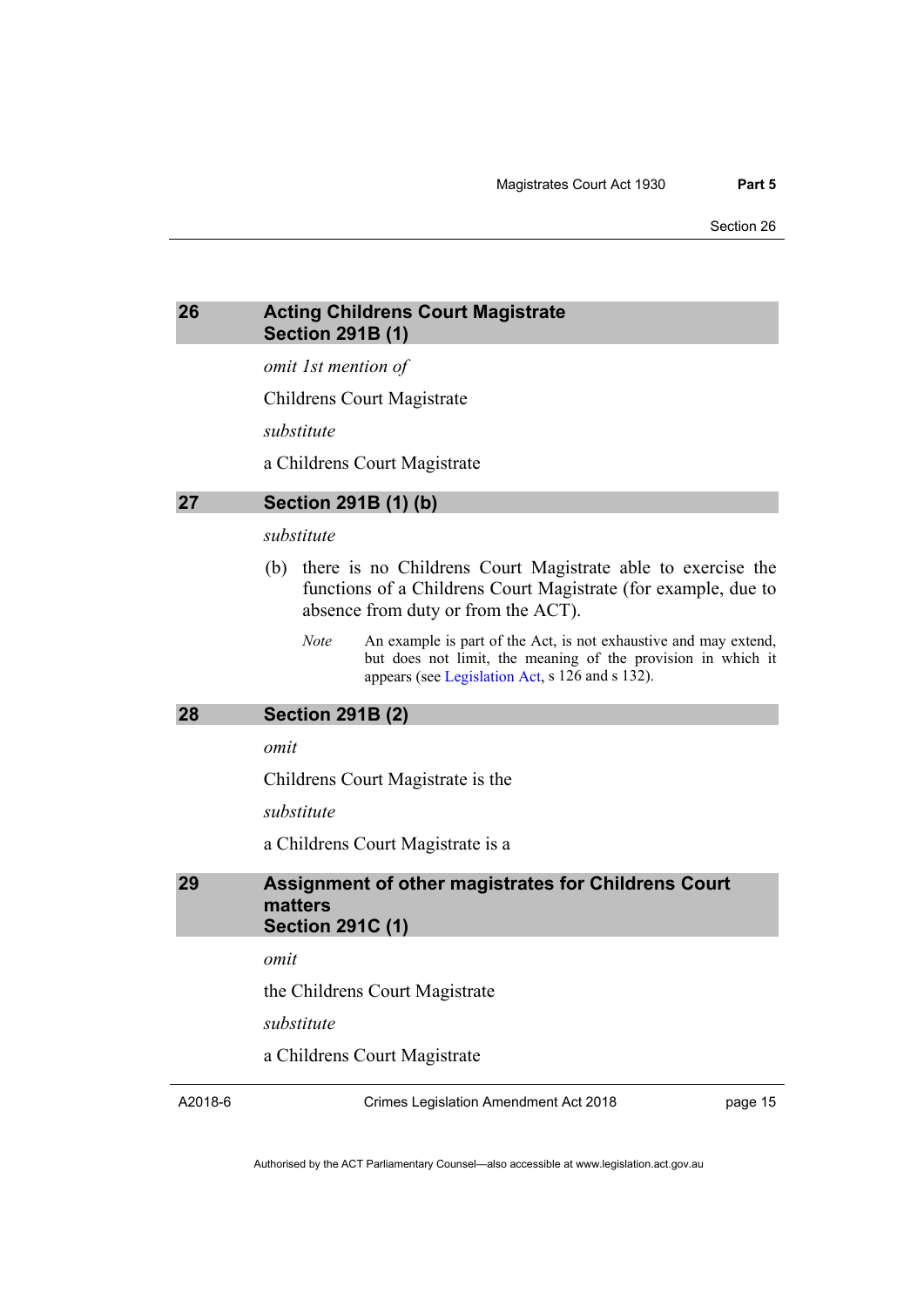## 26 Acting Childrens Court Magistrate Section 291B (1)

*omit 1st mention of*

Childrens Court Magistrate

*substitute*

a Childrens Court Magistrate

## 27 Section 291B (1) (b)

*substitute*

(b) there is no Childrens Court Magistrate able to exercise the functions of a Childrens Court Magistrate (for example, due to absence from duty or from the ACT).

*Note* An example is part of the Act, is not exhaustive and may extend, but does not limit, the meaning of the provision in which it appears (see Legislation Act, s 126 and s 132).

## 28 Section 291B (2)

*omit*

Childrens Court Magistrate is the

*substitute*

a Childrens Court Magistrate is a

## 29 Assignment of other magistrates for Childrens Court matters Section 291C (1)

*omit*

the Childrens Court Magistrate

*substitute*

a Childrens Court Magistrate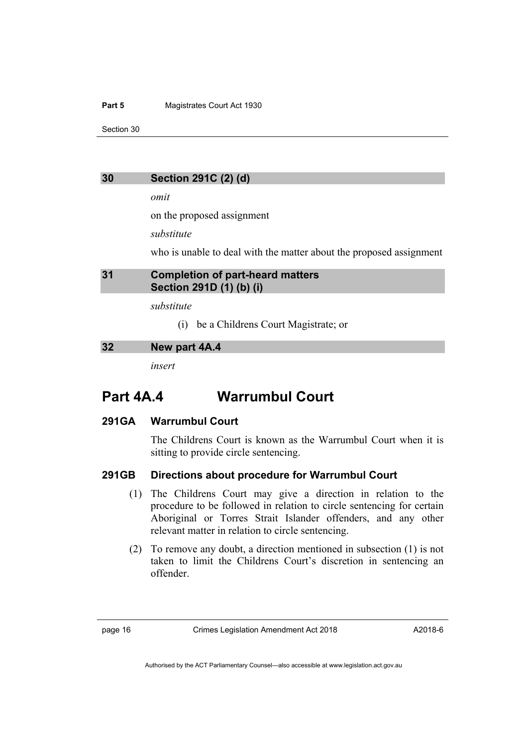### 30 Section 291C (2) (d)

*omit*

on the proposed assignment

*substitute*

who is unable to deal with the matter about the proposed assignment

### 31 Completion of part-heard matters Section 291D (1) (b) (i)

*substitute*

(i) be a Childrens Court Magistrate; or

### 32 New part 4A.4

*insert*

## Part 4A.4 Warrumbul Court

### 291GA Warrumbul Court

The Childrens Court is known as the Warrumbul Court when it is sitting to provide circle sentencing.

### 291GB Directions about procedure for Warrumbul Court

(1) The Childrens Court may give a direction in relation to the procedure to be followed in relation to circle sentencing for certain Aboriginal or Torres Strait Islander offenders, and any other relevant matter in relation to circle sentencing.

(2) To remove any doubt, a direction mentioned in subsection (1) is not taken to limit the Childrens Court's discretion in sentencing an offender.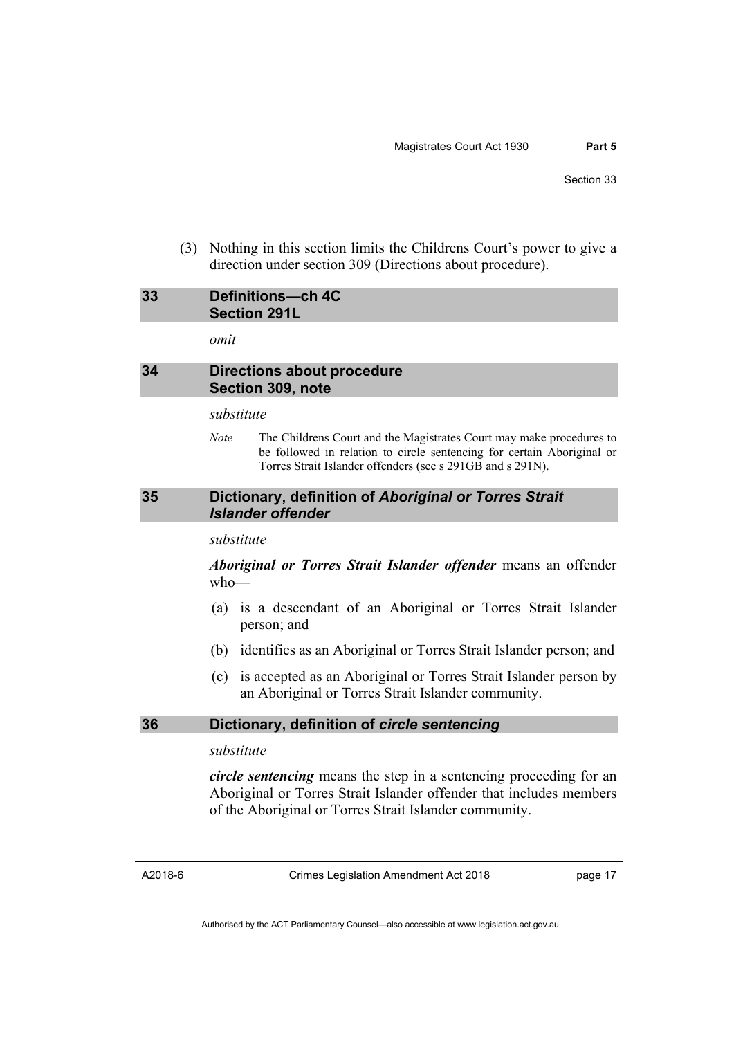(3) Nothing in this section limits the Childrens Court's power to give a direction under section 309 (Directions about procedure).

## 33 Definitions—ch 4C Section 291L

*omit*

## 34 Directions about procedure Section 309, note

*substitute*

*Note* The Childrens Court and the Magistrates Court may make procedures to be followed in relation to circle sentencing for certain Aboriginal or Torres Strait Islander offenders (see s 291GB and s 291N).

## 35 Dictionary, definition of *Aboriginal or Torres Strait Islander offender*

*substitute*

***Aboriginal or Torres Strait Islander offender*** means an offender who—

(a) is a descendant of an Aboriginal or Torres Strait Islander person; and

(b) identifies as an Aboriginal or Torres Strait Islander person; and

(c) is accepted as an Aboriginal or Torres Strait Islander person by an Aboriginal or Torres Strait Islander community.

## 36 Dictionary, definition of *circle sentencing*

*substitute*

***circle sentencing*** means the step in a sentencing proceeding for an Aboriginal or Torres Strait Islander offender that includes members of the Aboriginal or Torres Strait Islander community.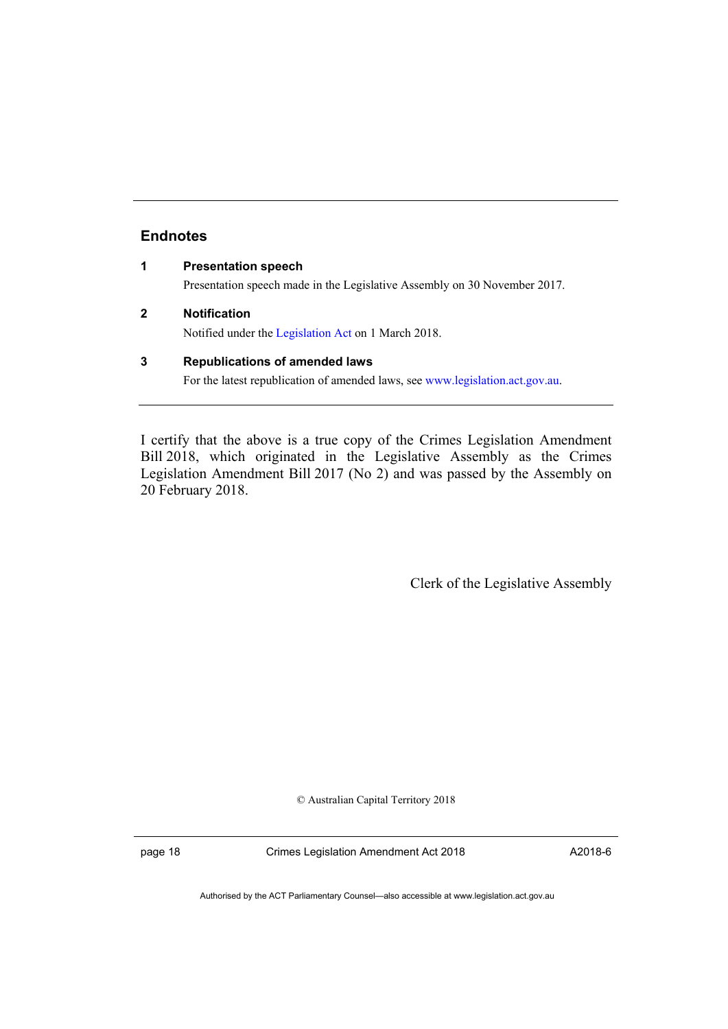## Endnotes

**1 Presentation speech**

Presentation speech made in the Legislative Assembly on 30 November 2017.

**2 Notification**

Notified under the Legislation Act on 1 March 2018.

**3 Republications of amended laws**

For the latest republication of amended laws, see www.legislation.act.gov.au.

I certify that the above is a true copy of the Crimes Legislation Amendment Bill 2018, which originated in the Legislative Assembly as the Crimes Legislation Amendment Bill 2017 (No 2) and was passed by the Assembly on 20 February 2018.

Clerk of the Legislative Assembly

© Australian Capital Territory 2018